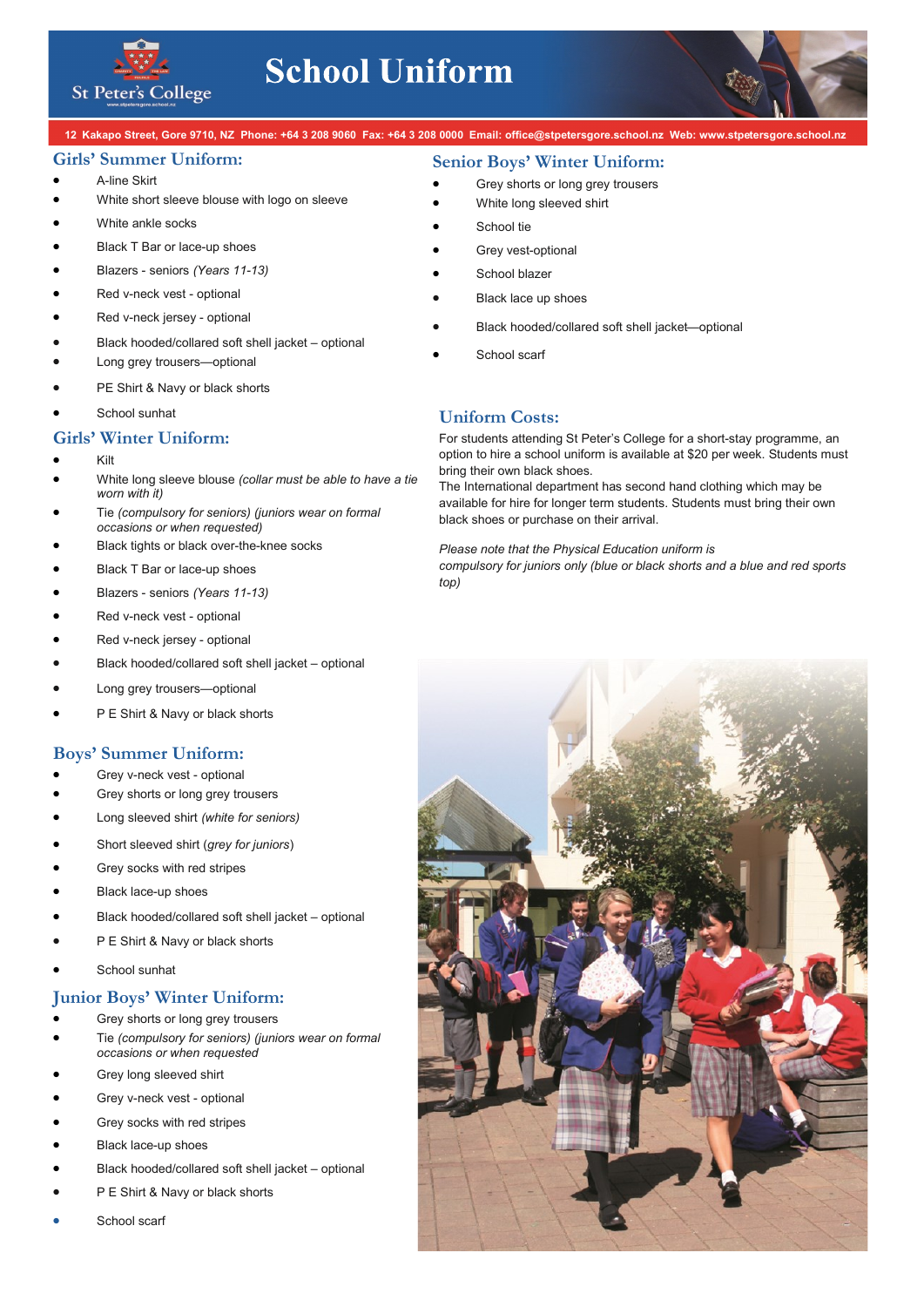# School Uniform

St Peter's College

12 Kakapo Street, Gore 9710, NZ Phone: +64 3 208 9060 Fax: +64 3 208 0000 Email: office@stpetersgore.school.nz Web: www.stpetersgore.school.nz

## Girls' Summer Uniform:

- A-line Skirt
- White short sleeve blouse with logo on sleeve
- White ankle socks
- Black T Bar or lace-up shoes
- Blazers - seniors *(Years 11-13)*
- Red v-neck vest - optional
- Red v-neck jersey - optional
- Black hooded/collared soft shell jacket – optional
- Long grey trousers—optional
- PE Shirt & Navy or black shorts
- School sunhat

## Girls' Winter Uniform:

- Kilt
- White long sleeve blouse *(collar must be able to have a tie worn with it)*
- Tie *(compulsory for seniors) (juniors wear on formal occasions or when requested)*
- Black tights or black over-the-knee socks
- Black T Bar or lace-up shoes
- Blazers - seniors *(Years 11-13)*
- Red v-neck vest - optional
- Red v-neck jersey - optional
- Black hooded/collared soft shell jacket – optional
- Long grey trousers—optional
- P E Shirt & Navy or black shorts

## Boys' Summer Uniform:

- Grey v-neck vest - optional
- Grey shorts or long grey trousers
- Long sleeved shirt *(white for seniors)*
- Short sleeved shirt (*grey for juniors*)
- Grey socks with red stripes
- Black lace-up shoes
- Black hooded/collared soft shell jacket – optional
- P E Shirt & Navy or black shorts
- School sunhat

## Junior Boys' Winter Uniform:

- Grey shorts or long grey trousers
- Tie *(compulsory for seniors) (juniors wear on formal occasions or when requested*
- Grey long sleeved shirt
- Grey v-neck vest - optional
- Grey socks with red stripes
- Black lace-up shoes
- Black hooded/collared soft shell jacket – optional
- P E Shirt & Navy or black shorts
- School scarf

## Senior Boys' Winter Uniform:

- Grey shorts or long grey trousers
- White long sleeved shirt
- School tie
- Grey vest-optional
- School blazer
- Black lace up shoes
- Black hooded/collared soft shell jacket—optional
- School scarf

## Uniform Costs:

For students attending St Peter's College for a short-stay programme, an option to hire a school uniform is available at $20 per week. Students must bring their own black shoes.
The International department has second hand clothing which may be available for hire for longer term students. Students must bring their own black shoes or purchase on their arrival.

*Please note that the Physical Education uniform is compulsory for juniors only (blue or black shorts and a blue and red sports top)*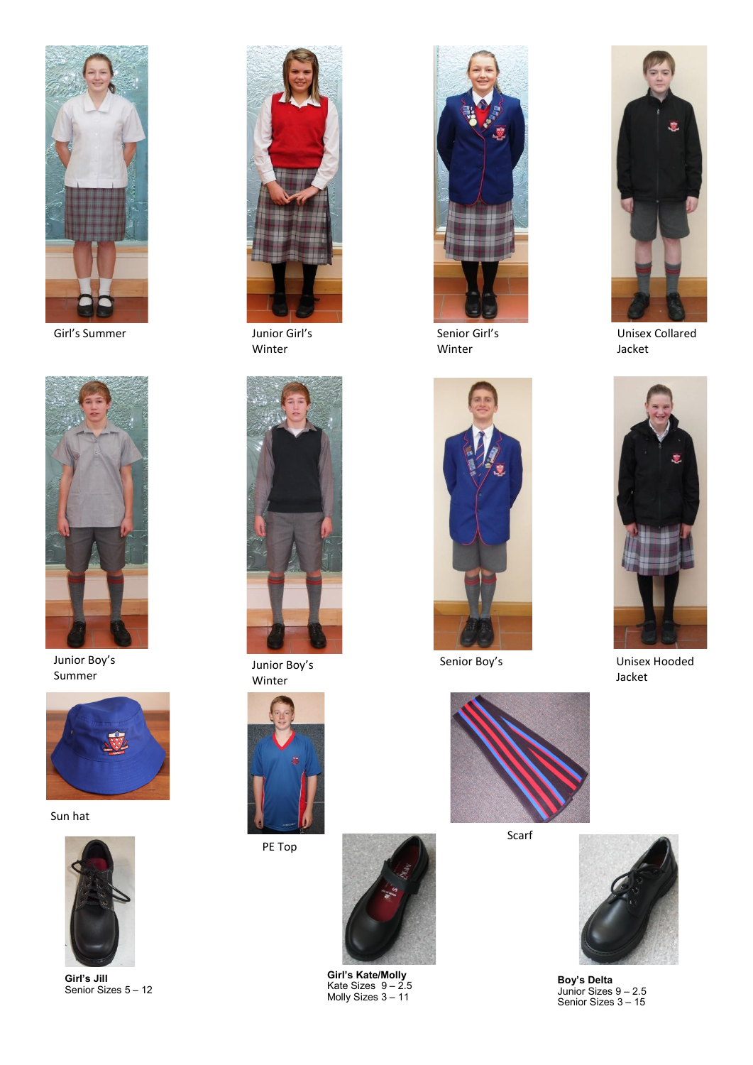Girl's Summer

Junior Girl's Winter

Senior Girl's Winter

Unisex Collared Jacket

Junior Boy's Summer

Junior Boy's Winter

Senior Boy's

Unisex Hooded Jacket

Sun hat

PE Top

Scarf

**Girl's Jill**
Senior Sizes 5 – 12

**Girl's Kate/Molly**
Kate Sizes 9 – 2.5
Molly Sizes 3 – 11

**Boy's Delta**
Junior Sizes 9 – 2.5
Senior Sizes 3 – 15